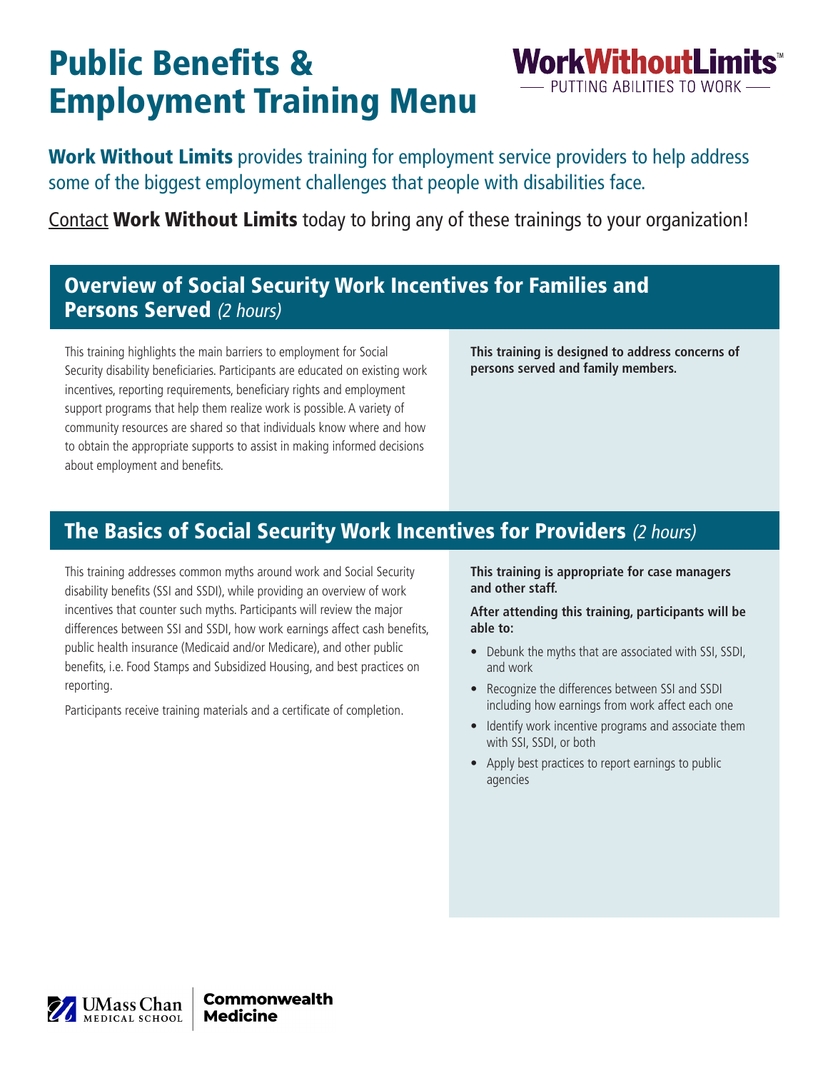# Public Benefits & Employment Training Menu

WorkWithoutLimits™ — PUTTING ABILITIES TO WORK —

**Work Without Limits** provides training for employment service providers to help address some of the biggest employment challenges that people with disabilities face.

Contact **Work Without Limits** today to bring any of these trainings to your organization!

## Overview of Social Security Work Incentives for Families and Persons Served *(2 hours)*

This training highlights the main barriers to employment for Social Security disability beneficiaries. Participants are educated on existing work incentives, reporting requirements, beneficiary rights and employment support programs that help them realize work is possible. A variety of community resources are shared so that individuals know where and how to obtain the appropriate supports to assist in making informed decisions about employment and benefits.

**This training is designed to address concerns of persons served and family members.**

## The Basics of Social Security Work Incentives for Providers *(2 hours)*

This training addresses common myths around work and Social Security disability benefits (SSI and SSDI), while providing an overview of work incentives that counter such myths. Participants will review the major differences between SSI and SSDI, how work earnings affect cash benefits, public health insurance (Medicaid and/or Medicare), and other public benefits, i.e. Food Stamps and Subsidized Housing, and best practices on reporting.

Participants receive training materials and a certificate of completion.

**This training is appropriate for case managers and other staff.**

**After attending this training, participants will be able to:**

- Debunk the myths that are associated with SSI, SSDI, and work
- Recognize the differences between SSI and SSDI including how earnings from work affect each one
- Identify work incentive programs and associate them with SSI, SSDI, or both
- Apply best practices to report earnings to public agencies

UMass Chan Medical School | Commonwealth Medicine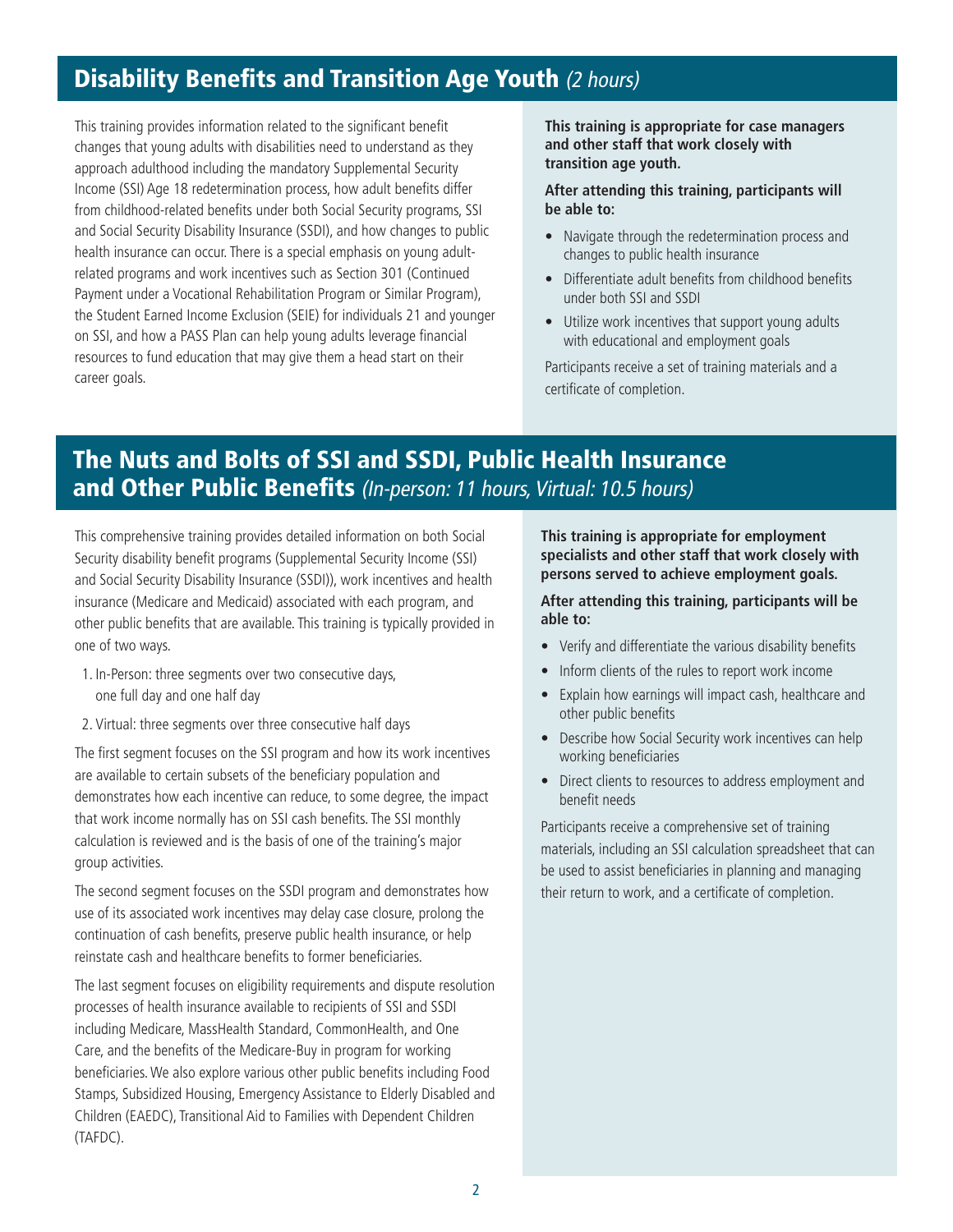## Disability Benefits and Transition Age Youth *(2 hours)*

This training provides information related to the significant benefit changes that young adults with disabilities need to understand as they approach adulthood including the mandatory Supplemental Security Income (SSI) Age 18 redetermination process, how adult benefits differ from childhood-related benefits under both Social Security programs, SSI and Social Security Disability Insurance (SSDI), and how changes to public health insurance can occur. There is a special emphasis on young adult-related programs and work incentives such as Section 301 (Continued Payment under a Vocational Rehabilitation Program or Similar Program), the Student Earned Income Exclusion (SEIE) for individuals 21 and younger on SSI, and how a PASS Plan can help young adults leverage financial resources to fund education that may give them a head start on their career goals.

**This training is appropriate for case managers and other staff that work closely with transition age youth.**

**After attending this training, participants will be able to:**

- Navigate through the redetermination process and changes to public health insurance
- Differentiate adult benefits from childhood benefits under both SSI and SSDI
- Utilize work incentives that support young adults with educational and employment goals

Participants receive a set of training materials and a certificate of completion.

## The Nuts and Bolts of SSI and SSDI, Public Health Insurance and Other Public Benefits *(In-person: 11 hours, Virtual: 10.5 hours)*

This comprehensive training provides detailed information on both Social Security disability benefit programs (Supplemental Security Income (SSI) and Social Security Disability Insurance (SSDI)), work incentives and health insurance (Medicare and Medicaid) associated with each program, and other public benefits that are available. This training is typically provided in one of two ways.

1. In-Person: three segments over two consecutive days, one full day and one half day
2. Virtual: three segments over three consecutive half days

The first segment focuses on the SSI program and how its work incentives are available to certain subsets of the beneficiary population and demonstrates how each incentive can reduce, to some degree, the impact that work income normally has on SSI cash benefits. The SSI monthly calculation is reviewed and is the basis of one of the training's major group activities.

The second segment focuses on the SSDI program and demonstrates how use of its associated work incentives may delay case closure, prolong the continuation of cash benefits, preserve public health insurance, or help reinstate cash and healthcare benefits to former beneficiaries.

The last segment focuses on eligibility requirements and dispute resolution processes of health insurance available to recipients of SSI and SSDI including Medicare, MassHealth Standard, CommonHealth, and One Care, and the benefits of the Medicare-Buy in program for working beneficiaries. We also explore various other public benefits including Food Stamps, Subsidized Housing, Emergency Assistance to Elderly Disabled and Children (EAEDC), Transitional Aid to Families with Dependent Children (TAFDC).

**This training is appropriate for employment specialists and other staff that work closely with persons served to achieve employment goals.**

**After attending this training, participants will be able to:**

- Verify and differentiate the various disability benefits
- Inform clients of the rules to report work income
- Explain how earnings will impact cash, healthcare and other public benefits
- Describe how Social Security work incentives can help working beneficiaries
- Direct clients to resources to address employment and benefit needs

Participants receive a comprehensive set of training materials, including an SSI calculation spreadsheet that can be used to assist beneficiaries in planning and managing their return to work, and a certificate of completion.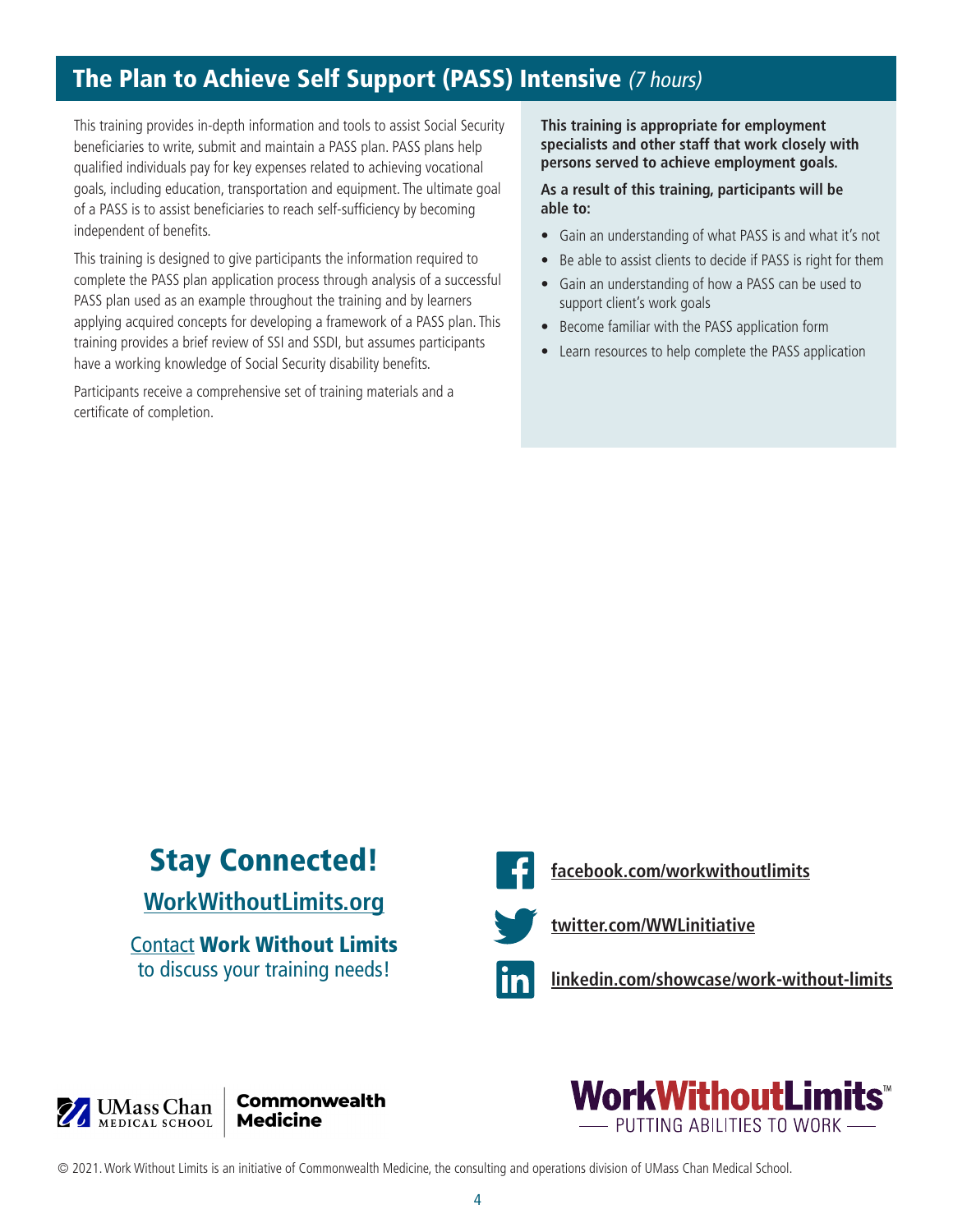## The Plan to Achieve Self Support (PASS) Intensive *(7 hours)*

This training provides in-depth information and tools to assist Social Security beneficiaries to write, submit and maintain a PASS plan. PASS plans help qualified individuals pay for key expenses related to achieving vocational goals, including education, transportation and equipment. The ultimate goal of a PASS is to assist beneficiaries to reach self-sufficiency by becoming independent of benefits.

This training is designed to give participants the information required to complete the PASS plan application process through analysis of a successful PASS plan used as an example throughout the training and by learners applying acquired concepts for developing a framework of a PASS plan. This training provides a brief review of SSI and SSDI, but assumes participants have a working knowledge of Social Security disability benefits.

Participants receive a comprehensive set of training materials and a certificate of completion.

**This training is appropriate for employment specialists and other staff that work closely with persons served to achieve employment goals.**

**As a result of this training, participants will be able to:**

- Gain an understanding of what PASS is and what it's not
- Be able to assist clients to decide if PASS is right for them
- Gain an understanding of how a PASS can be used to support client's work goals
- Become familiar with the PASS application form
- Learn resources to help complete the PASS application

## Stay Connected!

**WorkWithoutLimits.org**

Contact **Work Without Limits** to discuss your training needs!

**facebook.com/workwithoutlimits**

**twitter.com/WWLinitiative**

**linkedin.com/showcase/work-without-limits**

UMass Chan Medical School | Commonwealth Medicine

WorkWithoutLimits™ — PUTTING ABILITIES TO WORK —

© 2021. Work Without Limits is an initiative of Commonwealth Medicine, the consulting and operations division of UMass Chan Medical School.